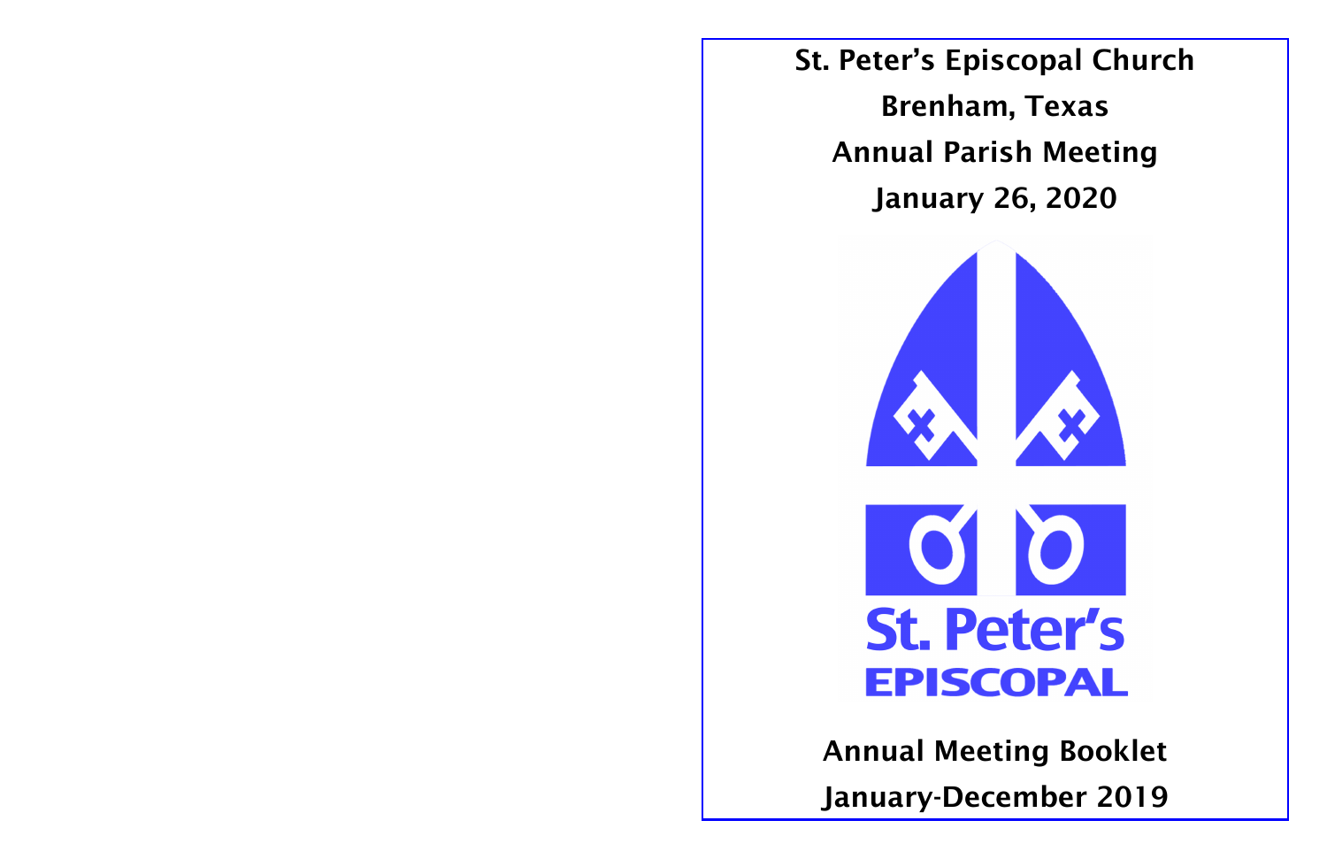# St. Peter's Episcopal Church

## Brenham, Texas

## Annual Parish Meeting

## January 26, 2020

St. Peter's
EPISCOPAL

## Annual Meeting Booklet

## January-December 2019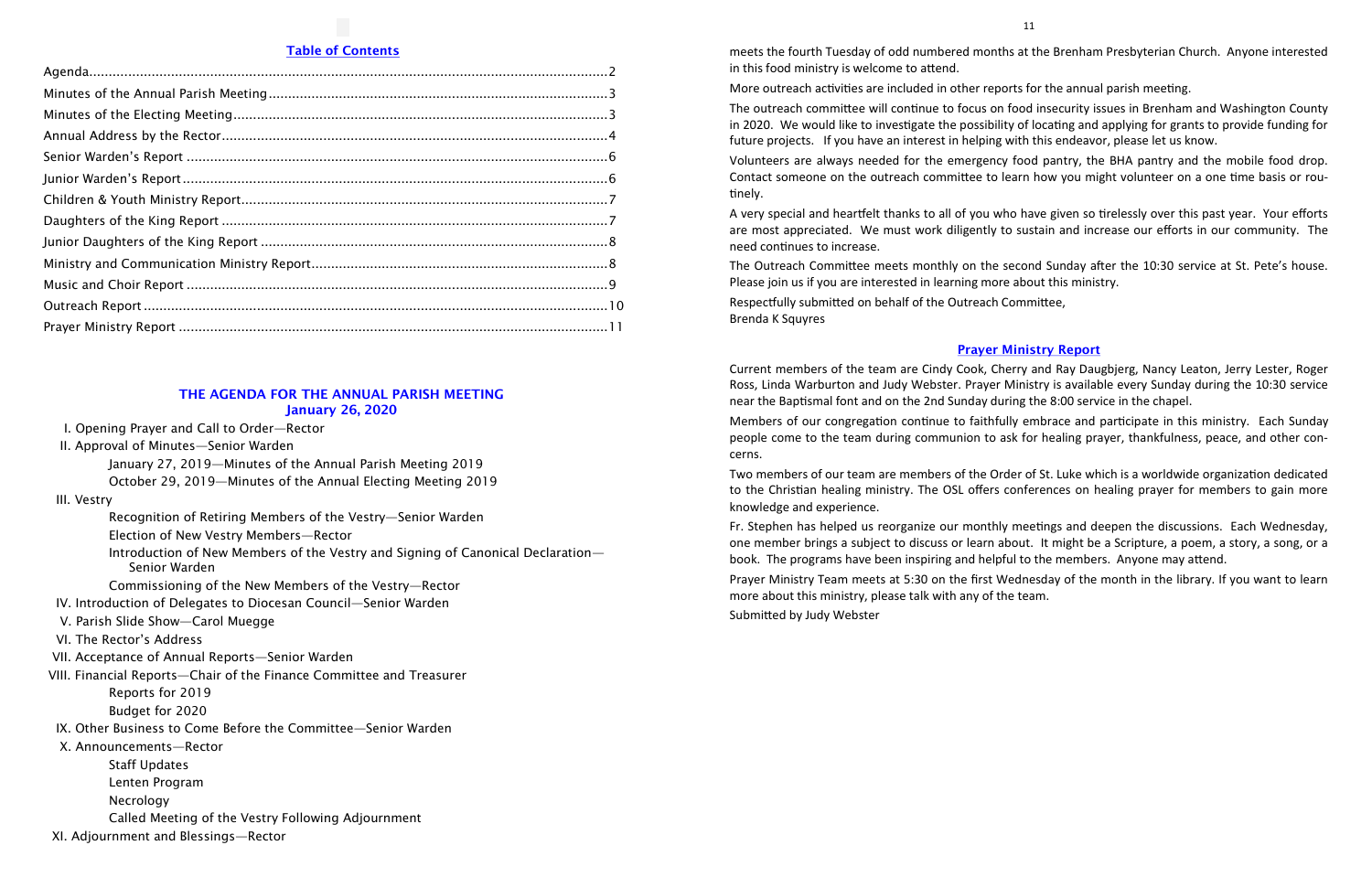## Table of Contents

| | |
|---|---|
| Agenda | 2 |
| Minutes of the Annual Parish Meeting | 3 |
| Minutes of the Electing Meeting | 3 |
| Annual Address by the Rector | 4 |
| Senior Warden's Report | 6 |
| Junior Warden's Report | 6 |
| Children & Youth Ministry Report | 7 |
| Daughters of the King Report | 7 |
| Junior Daughters of the King Report | 8 |
| Ministry and Communication Ministry Report | 8 |
| Music and Choir Report | 9 |
| Outreach Report | 10 |
| Prayer Ministry Report | 11 |

## THE AGENDA FOR THE ANNUAL PARISH MEETING
### January 26, 2020

I. Opening Prayer and Call to Order—Rector

II. Approval of Minutes—Senior Warden
- January 27, 2019—Minutes of the Annual Parish Meeting 2019
- October 29, 2019—Minutes of the Annual Electing Meeting 2019

III. Vestry
- Recognition of Retiring Members of the Vestry—Senior Warden
- Election of New Vestry Members—Rector
- Introduction of New Members of the Vestry and Signing of Canonical Declaration—Senior Warden
- Commissioning of the New Members of the Vestry—Rector

IV. Introduction of Delegates to Diocesan Council—Senior Warden

V. Parish Slide Show—Carol Muegge

VI. The Rector's Address

VII. Acceptance of Annual Reports—Senior Warden

VIII. Financial Reports—Chair of the Finance Committee and Treasurer
- Reports for 2019
- Budget for 2020

IX. Other Business to Come Before the Committee—Senior Warden

X. Announcements—Rector
- Staff Updates
- Lenten Program
- Necrology
- Called Meeting of the Vestry Following Adjournment

XI. Adjournment and Blessings—Rector

meets the fourth Tuesday of odd numbered months at the Brenham Presbyterian Church. Anyone interested in this food ministry is welcome to attend.

More outreach activities are included in other reports for the annual parish meeting.

The outreach committee will continue to focus on food insecurity issues in Brenham and Washington County in 2020. We would like to investigate the possibility of locating and applying for grants to provide funding for future projects. If you have an interest in helping with this endeavor, please let us know.

Volunteers are always needed for the emergency food pantry, the BHA pantry and the mobile food drop. Contact someone on the outreach committee to learn how you might volunteer on a one time basis or routinely.

A very special and heartfelt thanks to all of you who have given so tirelessly over this past year. Your efforts are most appreciated. We must work diligently to sustain and increase our efforts in our community. The need continues to increase.

The Outreach Committee meets monthly on the second Sunday after the 10:30 service at St. Pete's house. Please join us if you are interested in learning more about this ministry.

Respectfully submitted on behalf of the Outreach Committee,
Brenda K Squyres

## Prayer Ministry Report

Current members of the team are Cindy Cook, Cherry and Ray Daugbjerg, Nancy Leaton, Jerry Lester, Roger Ross, Linda Warburton and Judy Webster. Prayer Ministry is available every Sunday during the 10:30 service near the Baptismal font and on the 2nd Sunday during the 8:00 service in the chapel.

Members of our congregation continue to faithfully embrace and participate in this ministry. Each Sunday people come to the team during communion to ask for healing prayer, thankfulness, peace, and other concerns.

Two members of our team are members of the Order of St. Luke which is a worldwide organization dedicated to the Christian healing ministry. The OSL offers conferences on healing prayer for members to gain more knowledge and experience.

Fr. Stephen has helped us reorganize our monthly meetings and deepen the discussions. Each Wednesday, one member brings a subject to discuss or learn about. It might be a Scripture, a poem, a story, a song, or a book. The programs have been inspiring and helpful to the members. Anyone may attend.

Prayer Ministry Team meets at 5:30 on the first Wednesday of the month in the library. If you want to learn more about this ministry, please talk with any of the team.

Submitted by Judy Webster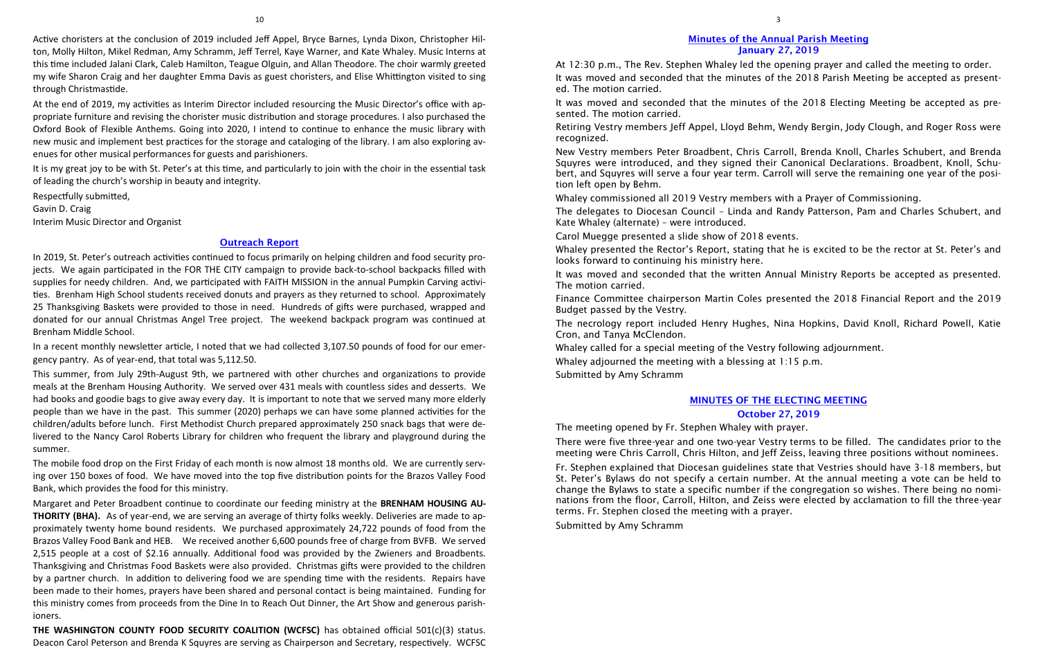Active choristers at the conclusion of 2019 included Jeff Appel, Bryce Barnes, Lynda Dixon, Christopher Hilton, Molly Hilton, Mikel Redman, Amy Schramm, Jeff Terrel, Kaye Warner, and Kate Whaley. Music Interns at this time included Jalani Clark, Caleb Hamilton, Teague Olguin, and Allan Theodore. The choir warmly greeted my wife Sharon Craig and her daughter Emma Davis as guest choristers, and Elise Whittington visited to sing through Christmastide.

At the end of 2019, my activities as Interim Director included resourcing the Music Director's office with appropriate furniture and revising the chorister music distribution and storage procedures. I also purchased the Oxford Book of Flexible Anthems. Going into 2020, I intend to continue to enhance the music library with new music and implement best practices for the storage and cataloging of the library. I am also exploring avenues for other musical performances for guests and parishioners.

It is my great joy to be with St. Peter's at this time, and particularly to join with the choir in the essential task of leading the church's worship in beauty and integrity.

Respectfully submitted,

Gavin D. Craig

Interim Music Director and Organist

## Outreach Report

In 2019, St. Peter's outreach activities continued to focus primarily on helping children and food security projects. We again participated in the FOR THE CITY campaign to provide back-to-school backpacks filled with supplies for needy children. And, we participated with FAITH MISSION in the annual Pumpkin Carving activities. Brenham High School students received donuts and prayers as they returned to school. Approximately 25 Thanksgiving Baskets were provided to those in need. Hundreds of gifts were purchased, wrapped and donated for our annual Christmas Angel Tree project. The weekend backpack program was continued at Brenham Middle School.

In a recent monthly newsletter article, I noted that we had collected 3,107.50 pounds of food for our emergency pantry. As of year-end, that total was 5,112.50.

This summer, from July 29th-August 9th, we partnered with other churches and organizations to provide meals at the Brenham Housing Authority. We served over 431 meals with countless sides and desserts. We had books and goodie bags to give away every day. It is important to note that we served many more elderly people than we have in the past. This summer (2020) perhaps we can have some planned activities for the children/adults before lunch. First Methodist Church prepared approximately 250 snack bags that were delivered to the Nancy Carol Roberts Library for children who frequent the library and playground during the summer.

The mobile food drop on the First Friday of each month is now almost 18 months old. We are currently serving over 150 boxes of food. We have moved into the top five distribution points for the Brazos Valley Food Bank, which provides the food for this ministry.

Margaret and Peter Broadbent continue to coordinate our feeding ministry at the **BRENHAM HOUSING AUTHORITY (BHA).** As of year-end, we are serving an average of thirty folks weekly. Deliveries are made to approximately twenty home bound residents. We purchased approximately 24,722 pounds of food from the Brazos Valley Food Bank and HEB. We received another 6,600 pounds free of charge from BVFB. We served 2,515 people at a cost of $2.16 annually. Additional food was provided by the Zwieners and Broadbents. Thanksgiving and Christmas Food Baskets were also provided. Christmas gifts were provided to the children by a partner church. In addition to delivering food we are spending time with the residents. Repairs have been made to their homes, prayers have been shared and personal contact is being maintained. Funding for this ministry comes from proceeds from the Dine In to Reach Out Dinner, the Art Show and generous parishioners.

**THE WASHINGTON COUNTY FOOD SECURITY COALITION (WCFSC)** has obtained official 501(c)(3) status. Deacon Carol Peterson and Brenda K Squyres are serving as Chairperson and Secretary, respectively. WCFSC

## Minutes of the Annual Parish Meeting
### January 27, 2019

At 12:30 p.m., The Rev. Stephen Whaley led the opening prayer and called the meeting to order.

It was moved and seconded that the minutes of the 2018 Parish Meeting be accepted as presented. The motion carried.

It was moved and seconded that the minutes of the 2018 Electing Meeting be accepted as presented. The motion carried.

Retiring Vestry members Jeff Appel, Lloyd Behm, Wendy Bergin, Jody Clough, and Roger Ross were recognized.

New Vestry members Peter Broadbent, Chris Carroll, Brenda Knoll, Charles Schubert, and Brenda Squyres were introduced, and they signed their Canonical Declarations. Broadbent, Knoll, Schubert, and Squyres will serve a four year term. Carroll will serve the remaining one year of the position left open by Behm.

Whaley commissioned all 2019 Vestry members with a Prayer of Commissioning.

The delegates to Diocesan Council – Linda and Randy Patterson, Pam and Charles Schubert, and Kate Whaley (alternate) – were introduced.

Carol Muegge presented a slide show of 2018 events.

Whaley presented the Rector's Report, stating that he is excited to be the rector at St. Peter's and looks forward to continuing his ministry here.

It was moved and seconded that the written Annual Ministry Reports be accepted as presented. The motion carried.

Finance Committee chairperson Martin Coles presented the 2018 Financial Report and the 2019 Budget passed by the Vestry.

The necrology report included Henry Hughes, Nina Hopkins, David Knoll, Richard Powell, Katie Cron, and Tanya McClendon.

Whaley called for a special meeting of the Vestry following adjournment.

Whaley adjourned the meeting with a blessing at 1:15 p.m.

Submitted by Amy Schramm

## MINUTES OF THE ELECTING MEETING
### October 27, 2019

The meeting opened by Fr. Stephen Whaley with prayer.

There were five three-year and one two-year Vestry terms to be filled. The candidates prior to the meeting were Chris Carroll, Chris Hilton, and Jeff Zeiss, leaving three positions without nominees.

Fr. Stephen explained that Diocesan guidelines state that Vestries should have 3-18 members, but St. Peter's Bylaws do not specify a certain number. At the annual meeting a vote can be held to change the Bylaws to state a specific number if the congregation so wishes. There being no nominations from the floor, Carroll, Hilton, and Zeiss were elected by acclamation to fill the three-year terms. Fr. Stephen closed the meeting with a prayer.

Submitted by Amy Schramm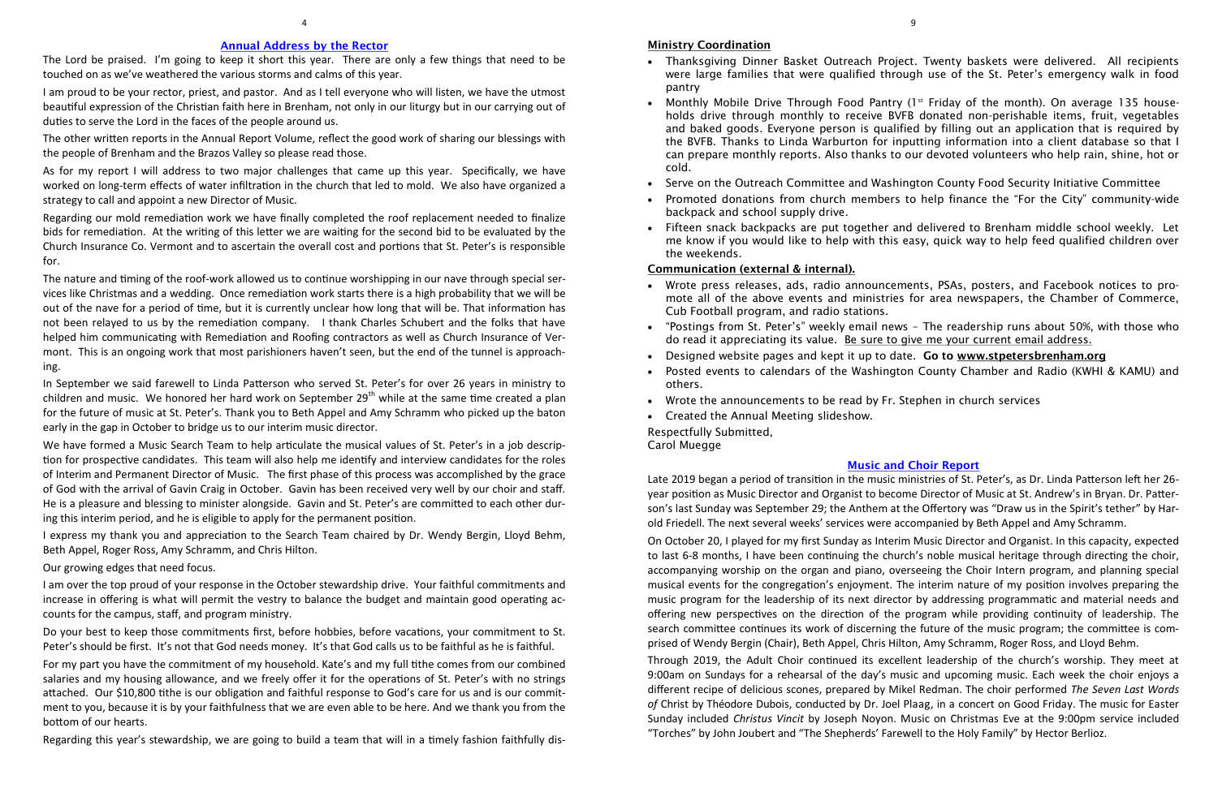## Annual Address by the Rector

The Lord be praised. I'm going to keep it short this year. There are only a few things that need to be touched on as we've weathered the various storms and calms of this year.

I am proud to be your rector, priest, and pastor. And as I tell everyone who will listen, we have the utmost beautiful expression of the Christian faith here in Brenham, not only in our liturgy but in our carrying out of duties to serve the Lord in the faces of the people around us.

The other written reports in the Annual Report Volume, reflect the good work of sharing our blessings with the people of Brenham and the Brazos Valley so please read those.

As for my report I will address to two major challenges that came up this year. Specifically, we have worked on long-term effects of water infiltration in the church that led to mold. We also have organized a strategy to call and appoint a new Director of Music.

Regarding our mold remediation work we have finally completed the roof replacement needed to finalize bids for remediation. At the writing of this letter we are waiting for the second bid to be evaluated by the Church Insurance Co. Vermont and to ascertain the overall cost and portions that St. Peter's is responsible for.

The nature and timing of the roof-work allowed us to continue worshipping in our nave through special services like Christmas and a wedding. Once remediation work starts there is a high probability that we will be out of the nave for a period of time, but it is currently unclear how long that will be. That information has not been relayed to us by the remediation company. I thank Charles Schubert and the folks that have helped him communicating with Remediation and Roofing contractors as well as Church Insurance of Vermont. This is an ongoing work that most parishioners haven't seen, but the end of the tunnel is approaching.

In September we said farewell to Linda Patterson who served St. Peter's for over 26 years in ministry to children and music. We honored her hard work on September 29th while at the same time created a plan for the future of music at St. Peter's. Thank you to Beth Appel and Amy Schramm who picked up the baton early in the gap in October to bridge us to our interim music director.

We have formed a Music Search Team to help articulate the musical values of St. Peter's in a job description for prospective candidates. This team will also help me identify and interview candidates for the roles of Interim and Permanent Director of Music. The first phase of this process was accomplished by the grace of God with the arrival of Gavin Craig in October. Gavin has been received very well by our choir and staff. He is a pleasure and blessing to minister alongside. Gavin and St. Peter's are committed to each other during this interim period, and he is eligible to apply for the permanent position.

I express my thank you and appreciation to the Search Team chaired by Dr. Wendy Bergin, Lloyd Behm, Beth Appel, Roger Ross, Amy Schramm, and Chris Hilton.

Our growing edges that need focus.

I am over the top proud of your response in the October stewardship drive. Your faithful commitments and increase in offering is what will permit the vestry to balance the budget and maintain good operating accounts for the campus, staff, and program ministry.

Do your best to keep those commitments first, before hobbies, before vacations, your commitment to St. Peter's should be first. It's not that God needs money. It's that God calls us to be faithful as he is faithful.

For my part you have the commitment of my household. Kate's and my full tithe comes from our combined salaries and my housing allowance, and we freely offer it for the operations of St. Peter's with no strings attached. Our $10,800 tithe is our obligation and faithful response to God's care for us and is our commitment to you, because it is by your faithfulness that we are even able to be here. And we thank you from the bottom of our hearts.

Regarding this year's stewardship, we are going to build a team that will in a timely fashion faithfully dis-

### Ministry Coordination

- Thanksgiving Dinner Basket Outreach Project. Twenty baskets were delivered. All recipients were large families that were qualified through use of the St. Peter's emergency walk in food pantry
- Monthly Mobile Drive Through Food Pantry (1st Friday of the month). On average 135 households drive through monthly to receive BVFB donated non-perishable items, fruit, vegetables and baked goods. Everyone person is qualified by filling out an application that is required by the BVFB. Thanks to Linda Warburton for inputting information into a client database so that I can prepare monthly reports. Also thanks to our devoted volunteers who help rain, shine, hot or cold.
- Serve on the Outreach Committee and Washington County Food Security Initiative Committee
- Promoted donations from church members to help finance the "For the City" community-wide backpack and school supply drive.
- Fifteen snack backpacks are put together and delivered to Brenham middle school weekly. Let me know if you would like to help with this easy, quick way to help feed qualified children over the weekends.

### Communication (external & internal).

- Wrote press releases, ads, radio announcements, PSAs, posters, and Facebook notices to promote all of the above events and ministries for area newspapers, the Chamber of Commerce, Cub Football program, and radio stations.
- "Postings from St. Peter's" weekly email news – The readership runs about 50%, with those who do read it appreciating its value. Be sure to give me your current email address.
- Designed website pages and kept it up to date. **Go to www.stpetersbrenham.org**
- Posted events to calendars of the Washington County Chamber and Radio (KWHI & KAMU) and others.
- Wrote the announcements to be read by Fr. Stephen in church services
- Created the Annual Meeting slideshow.

Respectfully Submitted,
Carol Muegge

## Music and Choir Report

Late 2019 began a period of transition in the music ministries of St. Peter's, as Dr. Linda Patterson left her 26-year position as Music Director and Organist to become Director of Music at St. Andrew's in Bryan. Dr. Patterson's last Sunday was September 29; the Anthem at the Offertory was "Draw us in the Spirit's tether" by Harold Friedell. The next several weeks' services were accompanied by Beth Appel and Amy Schramm.

On October 20, I played for my first Sunday as Interim Music Director and Organist. In this capacity, expected to last 6-8 months, I have been continuing the church's noble musical heritage through directing the choir, accompanying worship on the organ and piano, overseeing the Choir Intern program, and planning special musical events for the congregation's enjoyment. The interim nature of my position involves preparing the music program for the leadership of its next director by addressing programmatic and material needs and offering new perspectives on the direction of the program while providing continuity of leadership. The search committee continues its work of discerning the future of the music program; the committee is comprised of Wendy Bergin (Chair), Beth Appel, Chris Hilton, Amy Schramm, Roger Ross, and Lloyd Behm.

Through 2019, the Adult Choir continued its excellent leadership of the church's worship. They meet at 9:00am on Sundays for a rehearsal of the day's music and upcoming music. Each week the choir enjoys a different recipe of delicious scones, prepared by Mikel Redman. The choir performed *The Seven Last Words of* Christ by Théodore Dubois, conducted by Dr. Joel Plaag, in a concert on Good Friday. The music for Easter Sunday included *Christus Vincit* by Joseph Noyon. Music on Christmas Eve at the 9:00pm service included "Torches" by John Joubert and "The Shepherds' Farewell to the Holy Family" by Hector Berlioz.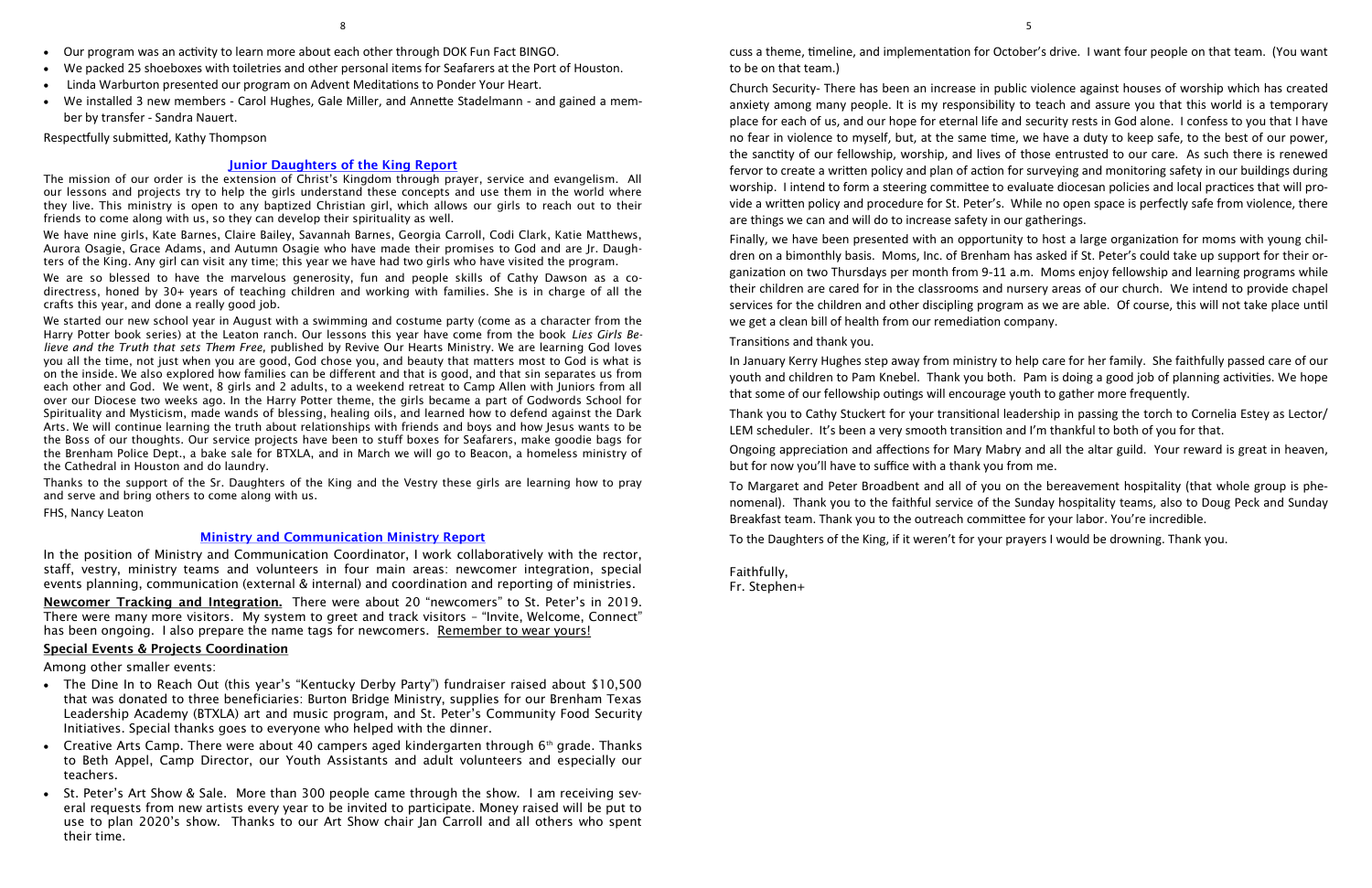- Our program was an activity to learn more about each other through DOK Fun Fact BINGO.
- We packed 25 shoeboxes with toiletries and other personal items for Seafarers at the Port of Houston.
- Linda Warburton presented our program on Advent Meditations to Ponder Your Heart.
- We installed 3 new members - Carol Hughes, Gale Miller, and Annette Stadelmann - and gained a member by transfer - Sandra Nauert.

Respectfully submitted, Kathy Thompson

## Junior Daughters of the King Report

The mission of our order is the extension of Christ's Kingdom through prayer, service and evangelism. All our lessons and projects try to help the girls understand these concepts and use them in the world where they live. This ministry is open to any baptized Christian girl, which allows our girls to reach out to their friends to come along with us, so they can develop their spirituality as well.

We have nine girls, Kate Barnes, Claire Bailey, Savannah Barnes, Georgia Carroll, Codi Clark, Katie Matthews, Aurora Osagie, Grace Adams, and Autumn Osagie who have made their promises to God and are Jr. Daughters of the King. Any girl can visit any time; this year we have had two girls who have visited the program.

We are so blessed to have the marvelous generosity, fun and people skills of Cathy Dawson as a co-directress, honed by 30+ years of teaching children and working with families. She is in charge of all the crafts this year, and done a really good job.

We started our new school year in August with a swimming and costume party (come as a character from the Harry Potter book series) at the Leaton ranch. Our lessons this year have come from the book *Lies Girls Believe and the Truth that sets Them Free*, published by Revive Our Hearts Ministry. We are learning God loves you all the time, not just when you are good, God chose you, and beauty that matters most to God is what is on the inside. We also explored how families can be different and that is good, and that sin separates us from each other and God. We went, 8 girls and 2 adults, to a weekend retreat to Camp Allen with Juniors from all over our Diocese two weeks ago. In the Harry Potter theme, the girls became a part of Godwords School for Spirituality and Mysticism, made wands of blessing, healing oils, and learned how to defend against the Dark Arts. We will continue learning the truth about relationships with friends and boys and how Jesus wants to be the Boss of our thoughts. Our service projects have been to stuff boxes for Seafarers, make goodie bags for the Brenham Police Dept., a bake sale for BTXLA, and in March we will go to Beacon, a homeless ministry of the Cathedral in Houston and do laundry.

Thanks to the support of the Sr. Daughters of the King and the Vestry these girls are learning how to pray and serve and bring others to come along with us.

FHS, Nancy Leaton

## Ministry and Communication Ministry Report

In the position of Ministry and Communication Coordinator, I work collaboratively with the rector, staff, vestry, ministry teams and volunteers in four main areas: newcomer integration, special events planning, communication (external & internal) and coordination and reporting of ministries.

**Newcomer Tracking and Integration.** There were about 20 "newcomers" to St. Peter's in 2019. There were many more visitors. My system to greet and track visitors – "Invite, Welcome, Connect" has been ongoing. I also prepare the name tags for newcomers. Remember to wear yours!

### Special Events & Projects Coordination

Among other smaller events:

- The Dine In to Reach Out (this year's "Kentucky Derby Party") fundraiser raised about $10,500 that was donated to three beneficiaries: Burton Bridge Ministry, supplies for our Brenham Texas Leadership Academy (BTXLA) art and music program, and St. Peter's Community Food Security Initiatives. Special thanks goes to everyone who helped with the dinner.
- Creative Arts Camp. There were about 40 campers aged kindergarten through 6th grade. Thanks to Beth Appel, Camp Director, our Youth Assistants and adult volunteers and especially our teachers.
- St. Peter's Art Show & Sale. More than 300 people came through the show. I am receiving several requests from new artists every year to be invited to participate. Money raised will be put to use to plan 2020's show. Thanks to our Art Show chair Jan Carroll and all others who spent their time.

cuss a theme, timeline, and implementation for October's drive. I want four people on that team. (You want to be on that team.)

Church Security- There has been an increase in public violence against houses of worship which has created anxiety among many people. It is my responsibility to teach and assure you that this world is a temporary place for each of us, and our hope for eternal life and security rests in God alone. I confess to you that I have no fear in violence to myself, but, at the same time, we have a duty to keep safe, to the best of our power, the sanctity of our fellowship, worship, and lives of those entrusted to our care. As such there is renewed fervor to create a written policy and plan of action for surveying and monitoring safety in our buildings during worship. I intend to form a steering committee to evaluate diocesan policies and local practices that will provide a written policy and procedure for St. Peter's. While no open space is perfectly safe from violence, there are things we can and will do to increase safety in our gatherings.

Finally, we have been presented with an opportunity to host a large organization for moms with young children on a bimonthly basis. Moms, Inc. of Brenham has asked if St. Peter's could take up support for their organization on two Thursdays per month from 9-11 a.m. Moms enjoy fellowship and learning programs while their children are cared for in the classrooms and nursery areas of our church. We intend to provide chapel services for the children and other discipling program as we are able. Of course, this will not take place until we get a clean bill of health from our remediation company.

Transitions and thank you.

In January Kerry Hughes step away from ministry to help care for her family. She faithfully passed care of our youth and children to Pam Knebel. Thank you both. Pam is doing a good job of planning activities. We hope that some of our fellowship outings will encourage youth to gather more frequently.

Thank you to Cathy Stuckert for your transitional leadership in passing the torch to Cornelia Estey as Lector/LEM scheduler. It's been a very smooth transition and I'm thankful to both of you for that.

Ongoing appreciation and affections for Mary Mabry and all the altar guild. Your reward is great in heaven, but for now you'll have to suffice with a thank you from me.

To Margaret and Peter Broadbent and all of you on the bereavement hospitality (that whole group is phenomenal). Thank you to the faithful service of the Sunday hospitality teams, also to Doug Peck and Sunday Breakfast team. Thank you to the outreach committee for your labor. You're incredible.

To the Daughters of the King, if it weren't for your prayers I would be drowning. Thank you.

Faithfully,
Fr. Stephen+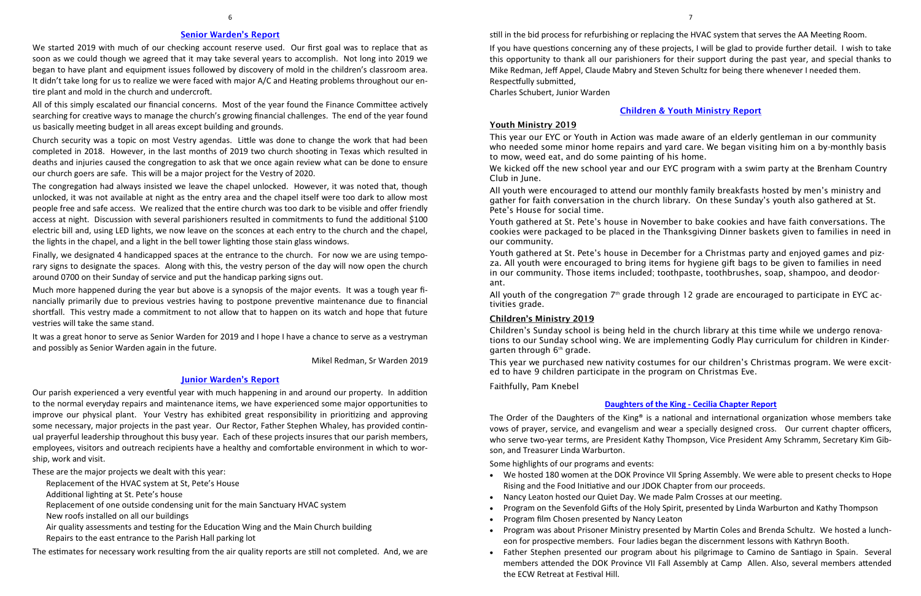## Senior Warden's Report

We started 2019 with much of our checking account reserve used. Our first goal was to replace that as soon as we could though we agreed that it may take several years to accomplish. Not long into 2019 we began to have plant and equipment issues followed by discovery of mold in the children's classroom area. It didn't take long for us to realize we were faced with major A/C and Heating problems throughout our entire plant and mold in the church and undercroft.

All of this simply escalated our financial concerns. Most of the year found the Finance Committee actively searching for creative ways to manage the church's growing financial challenges. The end of the year found us basically meeting budget in all areas except building and grounds.

Church security was a topic on most Vestry agendas. Little was done to change the work that had been completed in 2018. However, in the last months of 2019 two church shooting in Texas which resulted in deaths and injuries caused the congregation to ask that we once again review what can be done to ensure our church goers are safe. This will be a major project for the Vestry of 2020.

The congregation had always insisted we leave the chapel unlocked. However, it was noted that, though unlocked, it was not available at night as the entry area and the chapel itself were too dark to allow most people free and safe access. We realized that the entire church was too dark to be visible and offer friendly access at night. Discussion with several parishioners resulted in commitments to fund the additional $100 electric bill and, using LED lights, we now leave on the sconces at each entry to the church and the chapel, the lights in the chapel, and a light in the bell tower lighting those stain glass windows.

Finally, we designated 4 handicapped spaces at the entrance to the church. For now we are using temporary signs to designate the spaces. Along with this, the vestry person of the day will now open the church around 0700 on their Sunday of service and put the handicap parking signs out.

Much more happened during the year but above is a synopsis of the major events. It was a tough year financially primarily due to previous vestries having to postpone preventive maintenance due to financial shortfall. This vestry made a commitment to not allow that to happen on its watch and hope that future vestries will take the same stand.

It was a great honor to serve as Senior Warden for 2019 and I hope I have a chance to serve as a vestryman and possibly as Senior Warden again in the future.

Mikel Redman, Sr Warden 2019

## Junior Warden's Report

Our parish experienced a very eventful year with much happening in and around our property. In addition to the normal everyday repairs and maintenance items, we have experienced some major opportunities to improve our physical plant. Your Vestry has exhibited great responsibility in prioritizing and approving some necessary, major projects in the past year. Our Rector, Father Stephen Whaley, has provided continual prayerful leadership throughout this busy year. Each of these projects insures that our parish members, employees, visitors and outreach recipients have a healthy and comfortable environment in which to worship, work and visit.

These are the major projects we dealt with this year:

Replacement of the HVAC system at St, Pete's House
Additional lighting at St. Pete's house
Replacement of one outside condensing unit for the main Sanctuary HVAC system
New roofs installed on all our buildings
Air quality assessments and testing for the Education Wing and the Main Church building
Repairs to the east entrance to the Parish Hall parking lot

The estimates for necessary work resulting from the air quality reports are still not completed. And, we are still in the bid process for refurbishing or replacing the HVAC system that serves the AA Meeting Room.

If you have questions concerning any of these projects, I will be glad to provide further detail. I wish to take this opportunity to thank all our parishioners for their support during the past year, and special thanks to Mike Redman, Jeff Appel, Claude Mabry and Steven Schultz for being there whenever I needed them.

Respectfully submitted,
Charles Schubert, Junior Warden

## Children & Youth Ministry Report

### Youth Ministry 2019

This year our EYC or Youth in Action was made aware of an elderly gentleman in our community who needed some minor home repairs and yard care. We began visiting him on a by-monthly basis to mow, weed eat, and do some painting of his home.

We kicked off the new school year and our EYC program with a swim party at the Brenham Country Club in June.

All youth were encouraged to attend our monthly family breakfasts hosted by men's ministry and gather for faith conversation in the church library. On these Sunday's youth also gathered at St. Pete's House for social time.

Youth gathered at St. Pete's house in November to bake cookies and have faith conversations. The cookies were packaged to be placed in the Thanksgiving Dinner baskets given to families in need in our community.

Youth gathered at St. Pete's house in December for a Christmas party and enjoyed games and pizza. All youth were encouraged to bring items for hygiene gift bags to be given to families in need in our community. Those items included; toothpaste, toothbrushes, soap, shampoo, and deodorant.

All youth of the congregation 7th grade through 12 grade are encouraged to participate in EYC activities grade.

### Children's Ministry 2019

Children's Sunday school is being held in the church library at this time while we undergo renovations to our Sunday school wing. We are implementing Godly Play curriculum for children in Kindergarten through 6th grade.

This year we purchased new nativity costumes for our children's Christmas program. We were excited to have 9 children participate in the program on Christmas Eve.

Faithfully, Pam Knebel

## Daughters of the King - Cecilia Chapter Report

The Order of the Daughters of the King® is a national and international organization whose members take vows of prayer, service, and evangelism and wear a specially designed cross. Our current chapter officers, who serve two-year terms, are President Kathy Thompson, Vice President Amy Schramm, Secretary Kim Gibson, and Treasurer Linda Warburton.

Some highlights of our programs and events:

- We hosted 180 women at the DOK Province VII Spring Assembly. We were able to present checks to Hope Rising and the Food Initiative and our JDOK Chapter from our proceeds.
- Nancy Leaton hosted our Quiet Day. We made Palm Crosses at our meeting.
- Program on the Sevenfold Gifts of the Holy Spirit, presented by Linda Warburton and Kathy Thompson
- Program film Chosen presented by Nancy Leaton
- Program was about Prisoner Ministry presented by Martin Coles and Brenda Schultz. We hosted a luncheon for prospective members. Four ladies began the discernment lessons with Kathryn Booth.
- Father Stephen presented our program about his pilgrimage to Camino de Santiago in Spain. Several members attended the DOK Province VII Fall Assembly at Camp Allen. Also, several members attended the ECW Retreat at Festival Hill.